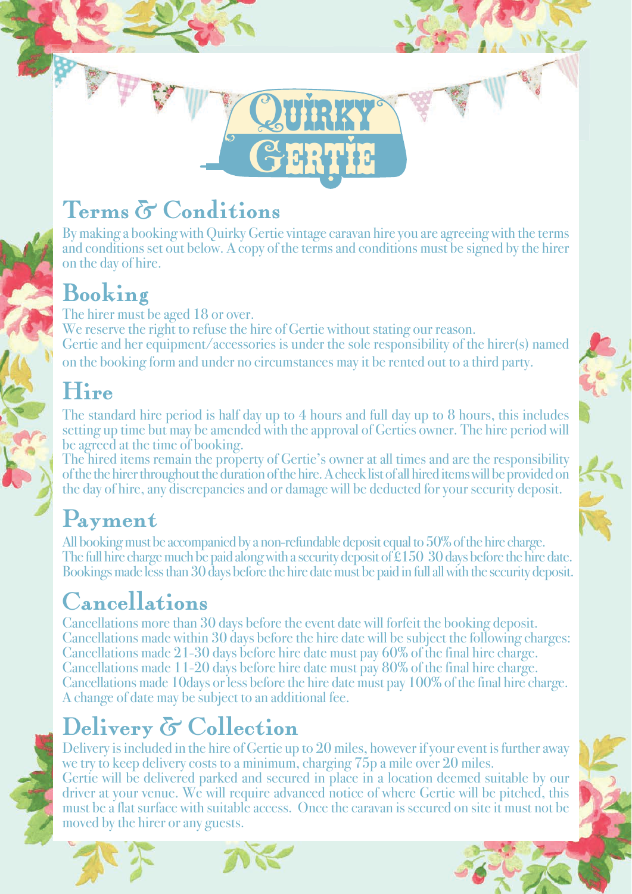# Quirky Gertie

## Terms & Conditions

By making a booking with Quirky Gertie vintage caravan hire you are agreeing with the terms and conditions set out below. A copy of the terms and conditions must be signed by the hirer on the day of hire.

## Booking

The hirer must be aged 18 or over.
We reserve the right to refuse the hire of Gertie without stating our reason.
Gertie and her equipment/accessories is under the sole responsibility of the hirer(s) named on the booking form and under no circumstances may it be rented out to a third party.

## Hire

The standard hire period is half day up to 4 hours and full day up to 8 hours, this includes setting up time but may be amended with the approval of Gerties owner. The hire period will be agreed at the time of booking.
The hired items remain the property of Gertie's owner at all times and are the responsibility of the the hirer throughout the duration of the hire. A check list of all hired items will be provided on the day of hire, any discrepancies and or damage will be deducted for your security deposit.

## Payment

All booking must be accompanied by a non-refundable deposit equal to 50% of the hire charge.
The full hire charge much be paid along with a security deposit of £150 30 days before the hire date.
Bookings made less than 30 days before the hire date must be paid in full all with the security deposit.

## Cancellations

Cancellations more than 30 days before the event date will forfeit the booking deposit.
Cancellations made within 30 days before the hire date will be subject the following charges:
Cancellations made 21-30 days before hire date must pay 60% of the final hire charge.
Cancellations made 11-20 days before hire date must pay 80% of the final hire charge.
Cancellations made 10days or less before the hire date must pay 100% of the final hire charge.
A change of date may be subject to an additional fee.

## Delivery & Collection

Delivery is included in the hire of Gertie up to 20 miles, however if your event is further away we try to keep delivery costs to a minimum, charging 75p a mile over 20 miles.
Gertie will be delivered parked and secured in place in a location deemed suitable by our driver at your venue. We will require advanced notice of where Gertie will be pitched, this must be a flat surface with suitable access. Once the caravan is secured on site it must not be moved by the hirer or any guests.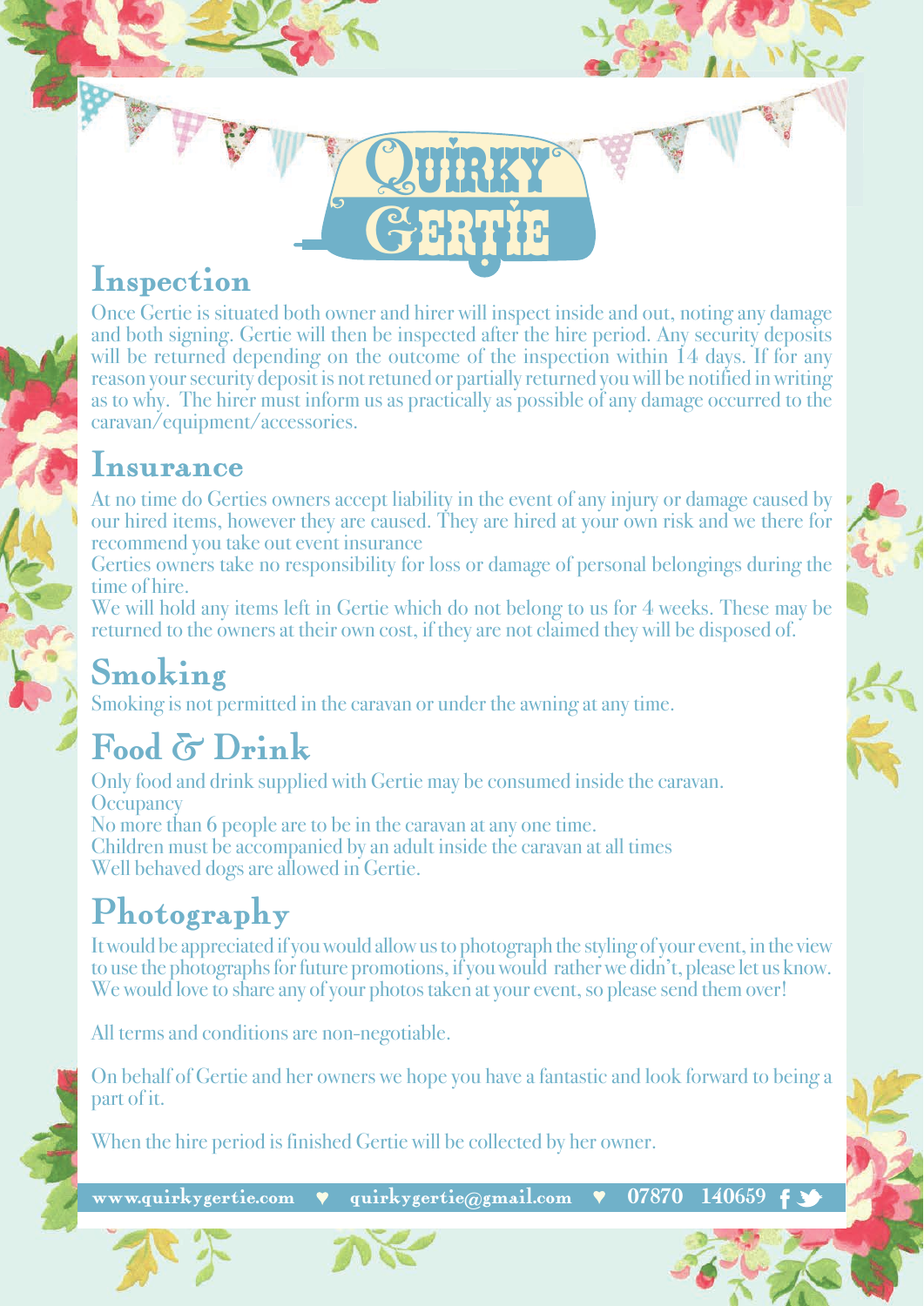# Quirky Gertie

## Inspection

Once Gertie is situated both owner and hirer will inspect inside and out, noting any damage and both signing. Gertie will then be inspected after the hire period. Any security deposits will be returned depending on the outcome of the inspection within 14 days. If for any reason your security deposit is not retuned or partially returned you will be notified in writing as to why. The hirer must inform us as practically as possible of any damage occurred to the caravan/equipment/accessories.

## Insurance

At no time do Gerties owners accept liability in the event of any injury or damage caused by our hired items, however they are caused. They are hired at your own risk and we there for recommend you take out event insurance

Gerties owners take no responsibility for loss or damage of personal belongings during the time of hire.

We will hold any items left in Gertie which do not belong to us for 4 weeks. These may be returned to the owners at their own cost, if they are not claimed they will be disposed of.

## Smoking

Smoking is not permitted in the caravan or under the awning at any time.

## Food & Drink

Only food and drink supplied with Gertie may be consumed inside the caravan.

Occupancy

No more than 6 people are to be in the caravan at any one time.

Children must be accompanied by an adult inside the caravan at all times

Well behaved dogs are allowed in Gertie.

## Photography

It would be appreciated if you would allow us to photograph the styling of your event, in the view to use the photographs for future promotions, if you would rather we didn't, please let us know. We would love to share any of your photos taken at your event, so please send them over!

All terms and conditions are non-negotiable.

On behalf of Gertie and her owners we hope you have a fantastic and look forward to being a part of it.

When the hire period is finished Gertie will be collected by her owner.

www.quirkygertie.com ♥ quirkygertie@gmail.com ♥ 07870 140659